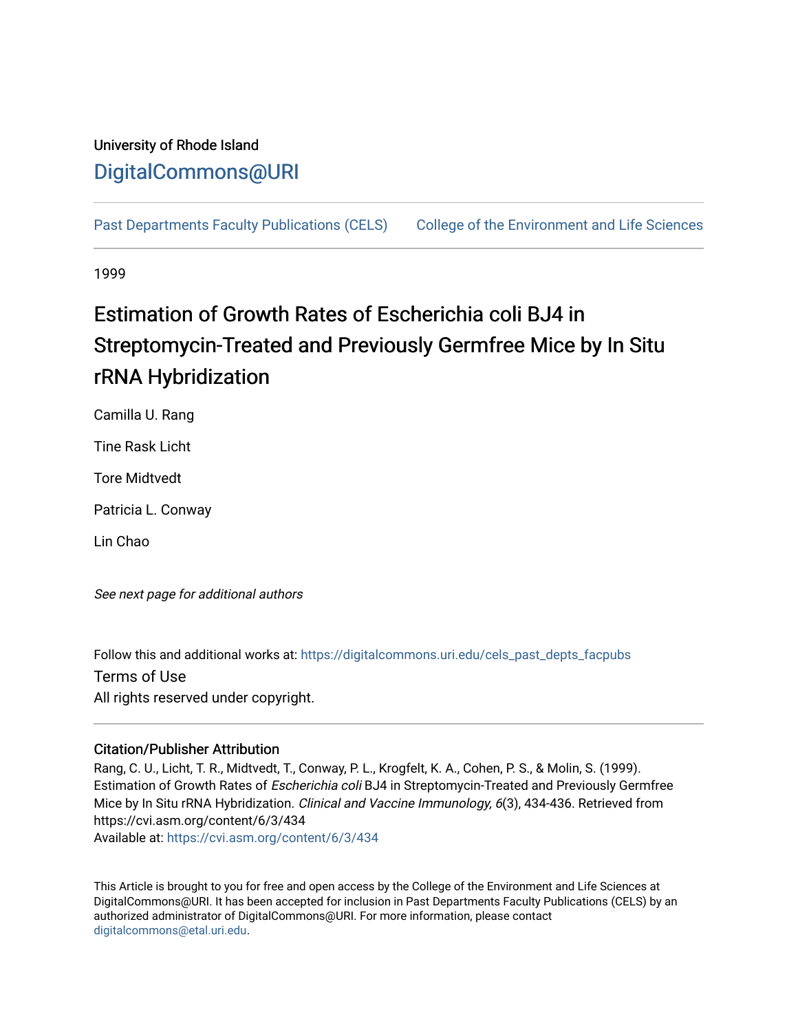University of Rhode Island

DigitalCommons@URI

Past Departments Faculty Publications (CELS) College of the Environment and Life Sciences

1999

# Estimation of Growth Rates of Escherichia coli BJ4 in Streptomycin-Treated and Previously Germfree Mice by In Situ rRNA Hybridization

Camilla U. Rang

Tine Rask Licht

Tore Midtvedt

Patricia L. Conway

Lin Chao

*See next page for additional authors*

Follow this and additional works at: https://digitalcommons.uri.edu/cels_past_depts_facpubs

Terms of Use

All rights reserved under copyright.

### Citation/Publisher Attribution

Rang, C. U., Licht, T. R., Midtvedt, T., Conway, P. L., Krogfelt, K. A., Cohen, P. S., & Molin, S. (1999). Estimation of Growth Rates of *Escherichia coli* BJ4 in Streptomycin-Treated and Previously Germfree Mice by In Situ rRNA Hybridization. *Clinical and Vaccine Immunology, 6*(3), 434-436. Retrieved from https://cvi.asm.org/content/6/3/434

Available at: https://cvi.asm.org/content/6/3/434

This Article is brought to you for free and open access by the College of the Environment and Life Sciences at DigitalCommons@URI. It has been accepted for inclusion in Past Departments Faculty Publications (CELS) by an authorized administrator of DigitalCommons@URI. For more information, please contact digitalcommons@etal.uri.edu.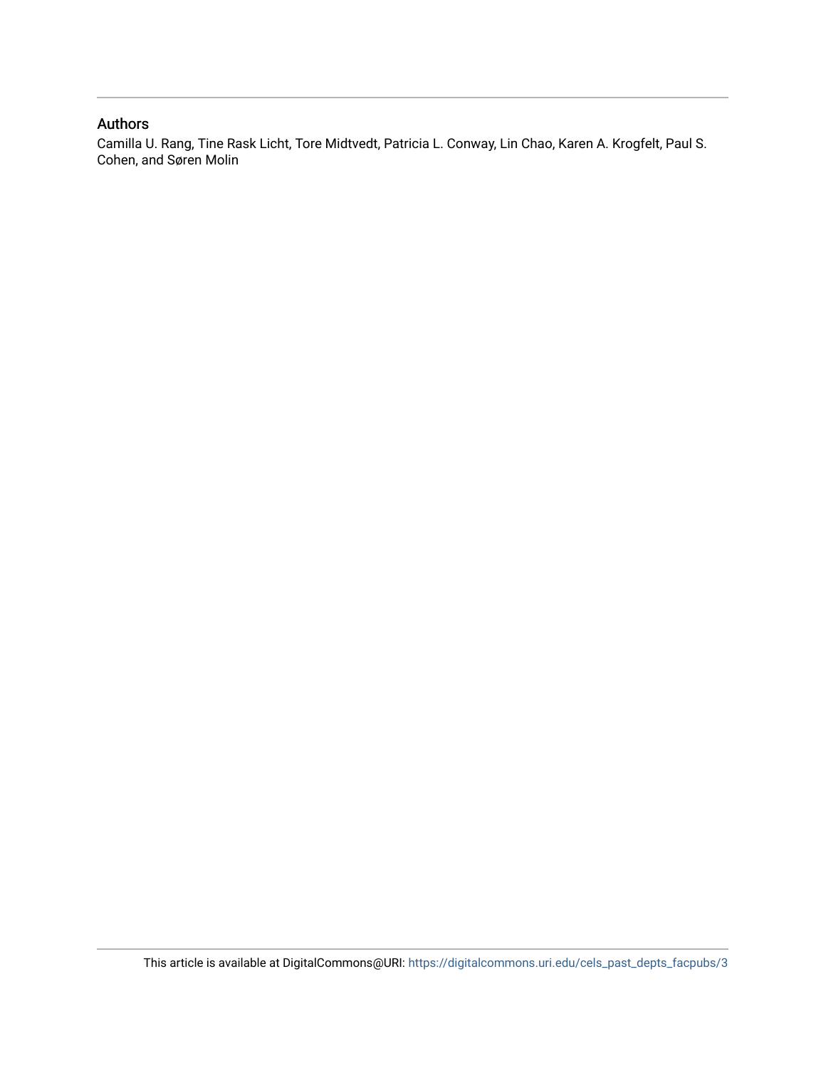## Authors

Camilla U. Rang, Tine Rask Licht, Tore Midtvedt, Patricia L. Conway, Lin Chao, Karen A. Krogfelt, Paul S. Cohen, and Søren Molin

This article is available at DigitalCommons@URI: https://digitalcommons.uri.edu/cels_past_depts_facpubs/3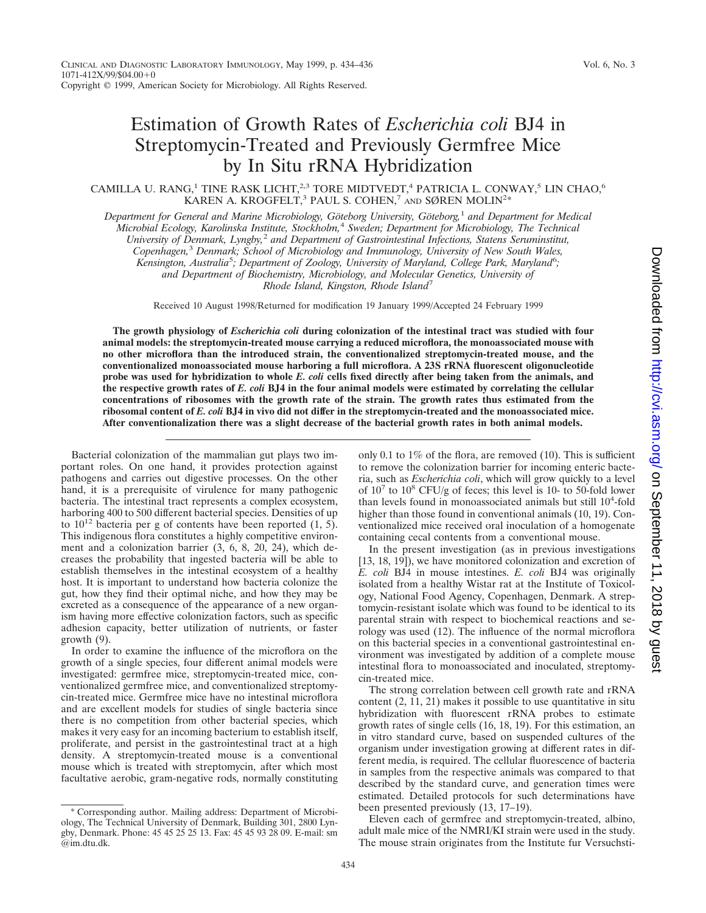# Estimation of Growth Rates of *Escherichia coli* BJ4 in Streptomycin-Treated and Previously Germfree Mice by In Situ rRNA Hybridization

CAMILLA U. RANG,[1] TINE RASK LICHT,[2,3] TORE MIDTVEDT,[4] PATRICIA L. CONWAY,[5] LIN CHAO,[6] KAREN A. KROGFELT,[3] PAUL S. COHEN,[7] AND SØREN MOLIN[2]*

*Department for General and Marine Microbiology, Göteborg University, Göteborg,[1] and Department for Medical Microbial Ecology, Karolinska Institute, Stockholm,[4] Sweden; Department for Microbiology, The Technical University of Denmark, Lyngby,[2] and Department of Gastrointestinal Infections, Statens Seruminstitut, Copenhagen,[3] Denmark; School of Microbiology and Immunology, University of New South Wales, Kensington, Australia[5]; Department of Zoology, University of Maryland, College Park, Maryland[6]; and Department of Biochemistry, Microbiology, and Molecular Genetics, University of Rhode Island, Kingston, Rhode Island[7]*

Received 10 August 1998/Returned for modification 19 January 1999/Accepted 24 February 1999

**The growth physiology of *Escherichia coli* during colonization of the intestinal tract was studied with four animal models: the streptomycin-treated mouse carrying a reduced microflora, the monoassociated mouse with no other microflora than the introduced strain, the conventionalized streptomycin-treated mouse, and the conventionalized monoassociated mouse harboring a full microflora. A 23S rRNA fluorescent oligonucleotide probe was used for hybridization to whole *E. coli* cells fixed directly after being taken from the animals, and the respective growth rates of *E. coli* BJ4 in the four animal models were estimated by correlating the cellular concentrations of ribosomes with the growth rate of the strain. The growth rates thus estimated from the ribosomal content of *E. coli* BJ4 in vivo did not differ in the streptomycin-treated and the monoassociated mice. After conventionalization there was a slight decrease of the bacterial growth rates in both animal models.**

Bacterial colonization of the mammalian gut plays two important roles. On one hand, it provides protection against pathogens and carries out digestive processes. On the other hand, it is a prerequisite of virulence for many pathogenic bacteria. The intestinal tract represents a complex ecosystem, harboring 400 to 500 different bacterial species. Densities of up to $10^{12}$ bacteria per g of contents have been reported (1, 5). This indigenous flora constitutes a highly competitive environment and a colonization barrier (3, 6, 8, 20, 24), which decreases the probability that ingested bacteria will be able to establish themselves in the intestinal ecosystem of a healthy host. It is important to understand how bacteria colonize the gut, how they find their optimal niche, and how they may be excreted as a consequence of the appearance of a new organism having more effective colonization factors, such as specific adhesion capacity, better utilization of nutrients, or faster growth (9).

In order to examine the influence of the microflora on the growth of a single species, four different animal models were investigated: germfree mice, streptomycin-treated mice, conventionalized germfree mice, and conventionalized streptomycin-treated mice. Germfree mice have no intestinal microflora and are excellent models for studies of single bacteria since there is no competition from other bacterial species, which makes it very easy for an incoming bacterium to establish itself, proliferate, and persist in the gastrointestinal tract at a high density. A streptomycin-treated mouse is a conventional mouse which is treated with streptomycin, after which most facultative aerobic, gram-negative rods, normally constituting only 0.1 to 1% of the flora, are removed (10). This is sufficient to remove the colonization barrier for incoming enteric bacteria, such as *Escherichia coli*, which will grow quickly to a level of $10^7$ to $10^8$ CFU/g of feces; this level is 10- to 50-fold lower than levels found in monoassociated animals but still $10^4$-fold higher than those found in conventional animals (10, 19). Conventionalized mice received oral inoculation of a homogenate containing cecal contents from a conventional mouse.

In the present investigation (as in previous investigations [13, 18, 19]), we have monitored colonization and excretion of *E. coli* BJ4 in mouse intestines. *E. coli* BJ4 was originally isolated from a healthy Wistar rat at the Institute of Toxicology, National Food Agency, Copenhagen, Denmark. A streptomycin-resistant isolate which was found to be identical to its parental strain with respect to biochemical reactions and serology was used (12). The influence of the normal microflora on this bacterial species in a conventional gastrointestinal environment was investigated by addition of a complete mouse intestinal flora to monoassociated and inoculated, streptomycin-treated mice.

The strong correlation between cell growth rate and rRNA content (2, 11, 21) makes it possible to use quantitative in situ hybridization with fluorescent rRNA probes to estimate growth rates of single cells (16, 18, 19). For this estimation, an in vitro standard curve, based on suspended cultures of the organism under investigation growing at different rates in different media, is required. The cellular fluorescence of bacteria in samples from the respective animals was compared to that described by the standard curve, and generation times were estimated. Detailed protocols for such determinations have been presented previously (13, 17–19).

Eleven each of germfree and streptomycin-treated, albino, adult male mice of the NMRI/KI strain were used in the study. The mouse strain originates from the Institute fur Versuchsti-

\* Corresponding author. Mailing address: Department of Microbiology, The Technical University of Denmark, Building 301, 2800 Lyngby, Denmark. Phone: 45 45 25 25 13. Fax: 45 45 93 28 09. E-mail: sm@im.dtu.dk.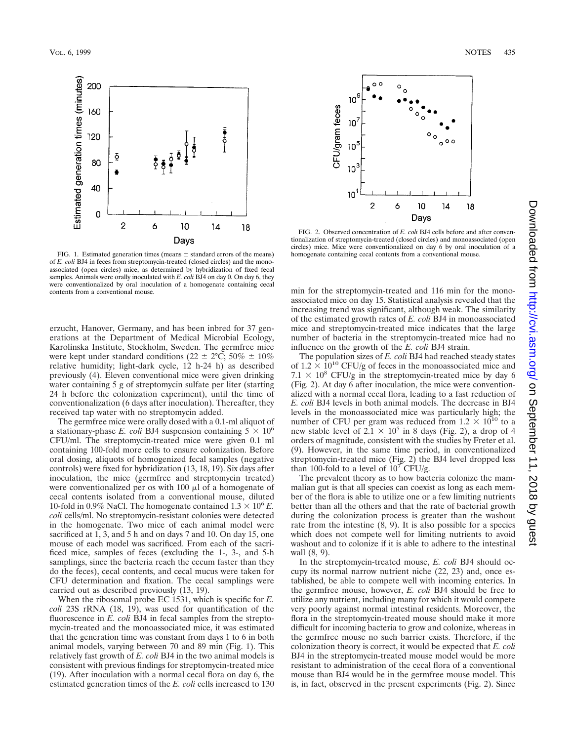FIG. 1. Estimated generation times (means ± standard errors of the means) of *E. coli* BJ4 in feces from streptomycin-treated (closed circles) and the monoassociated (open circles) mice, as determined by hybridization of fixed fecal samples. Animals were orally inoculated with *E. coli* BJ4 on day 0. On day 6, they were conventionalized by oral inoculation of a homogenate containing cecal contents from a conventional mouse.

FIG. 2. Observed concentration of *E. coli* BJ4 cells before and after conventionalization of streptomycin-treated (closed circles) and monoassociated (open circles) mice. Mice were conventionalized on day 6 by oral inoculation of a homogenate containing cecal contents from a conventional mouse.

erzucht, Hanover, Germany, and has been inbred for 37 generations at the Department of Medical Microbial Ecology, Karolinska Institute, Stockholm, Sweden. The germfree mice were kept under standard conditions (22 ± 2°C; 50% ± 10% relative humidity; light-dark cycle, 12 h-24 h) as described previously (4). Eleven conventional mice were given drinking water containing 5 g of streptomycin sulfate per liter (starting 24 h before the colonization experiment), until the time of conventionalization (6 days after inoculation). Thereafter, they received tap water with no streptomycin added.

The germfree mice were orally dosed with a 0.1-ml aliquot of a stationary-phase *E. coli* BJ4 suspension containing $5 \times 10^6$ CFU/ml. The streptomycin-treated mice were given 0.1 ml containing 100-fold more cells to ensure colonization. Before oral dosing, aliquots of homogenized fecal samples (negative controls) were fixed for hybridization (13, 18, 19). Six days after inoculation, the mice (germfree and streptomycin treated) were conventionalized per os with 100 μl of a homogenate of cecal contents isolated from a conventional mouse, diluted 10-fold in 0.9% NaCl. The homogenate contained $1.3 \times 10^6$ *E. coli* cells/ml. No streptomycin-resistant colonies were detected in the homogenate. Two mice of each animal model were sacrificed at 1, 3, and 5 h and on days 7 and 10. On day 15, one mouse of each model was sacrificed. From each of the sacrificed mice, samples of feces (excluding the 1-, 3-, and 5-h samplings, since the bacteria reach the cecum faster than they do the feces), cecal contents, and cecal mucus were taken for CFU determination and fixation. The cecal samplings were carried out as described previously (13, 19).

When the ribosomal probe EC 1531, which is specific for *E. coli* 23S rRNA (18, 19), was used for quantification of the fluorescence in *E. coli* BJ4 in fecal samples from the streptomycin-treated and the monoassociated mice, it was estimated that the generation time was constant from days 1 to 6 in both animal models, varying between 70 and 89 min (Fig. 1). This relatively fast growth of *E. coli* BJ4 in the two animal models is consistent with previous findings for streptomycin-treated mice (19). After inoculation with a normal cecal flora on day 6, the estimated generation times of the *E. coli* cells increased to 130 min for the streptomycin-treated and 116 min for the monoassociated mice on day 15. Statistical analysis revealed that the increasing trend was significant, although weak. The similarity of the estimated growth rates of *E. coli* BJ4 in monoassociated mice and streptomycin-treated mice indicates that the large number of bacteria in the streptomycin-treated mice had no influence on the growth of the *E. coli* BJ4 strain.

The population sizes of *E. coli* BJ4 had reached steady states of $1.2 \times 10^{10}$ CFU/g of feces in the monoassociated mice and $7.1 \times 10^8$ CFU/g in the streptomycin-treated mice by day 6 (Fig. 2). At day 6 after inoculation, the mice were conventionalized with a normal cecal flora, leading to a fast reduction of *E. coli* BJ4 levels in both animal models. The decrease in BJ4 levels in the monoassociated mice was particularly high; the number of CFU per gram was reduced from $1.2 \times 10^{10}$ to a new stable level of $2.1 \times 10^5$ in 8 days (Fig. 2), a drop of 4 orders of magnitude, consistent with the studies by Freter et al. (9). However, in the same time period, in conventionalized streptomycin-treated mice (Fig. 2) the BJ4 level dropped less than 100-fold to a level of $10^7$ CFU/g.

The prevalent theory as to how bacteria colonize the mammalian gut is that all species can coexist as long as each member of the flora is able to utilize one or a few limiting nutrients better than all the others and that the rate of bacterial growth during the colonization process is greater than the washout rate from the intestine (8, 9). It is also possible for a species which does not compete well for limiting nutrients to avoid washout and to colonize if it is able to adhere to the intestinal wall (8, 9).

In the streptomycin-treated mouse, *E. coli* BJ4 should occupy its normal narrow nutrient niche (22, 23) and, once established, be able to compete well with incoming enterics. In the germfree mouse, however, *E. coli* BJ4 should be free to utilize any nutrient, including many for which it would compete very poorly against normal intestinal residents. Moreover, the flora in the streptomycin-treated mouse should make it more difficult for incoming bacteria to grow and colonize, whereas in the germfree mouse no such barrier exists. Therefore, if the colonization theory is correct, it would be expected that *E. coli* BJ4 in the streptomycin-treated mouse model would be more resistant to administration of the cecal flora of a conventional mouse than BJ4 would be in the germfree mouse model. This is, in fact, observed in the present experiments (Fig. 2). Since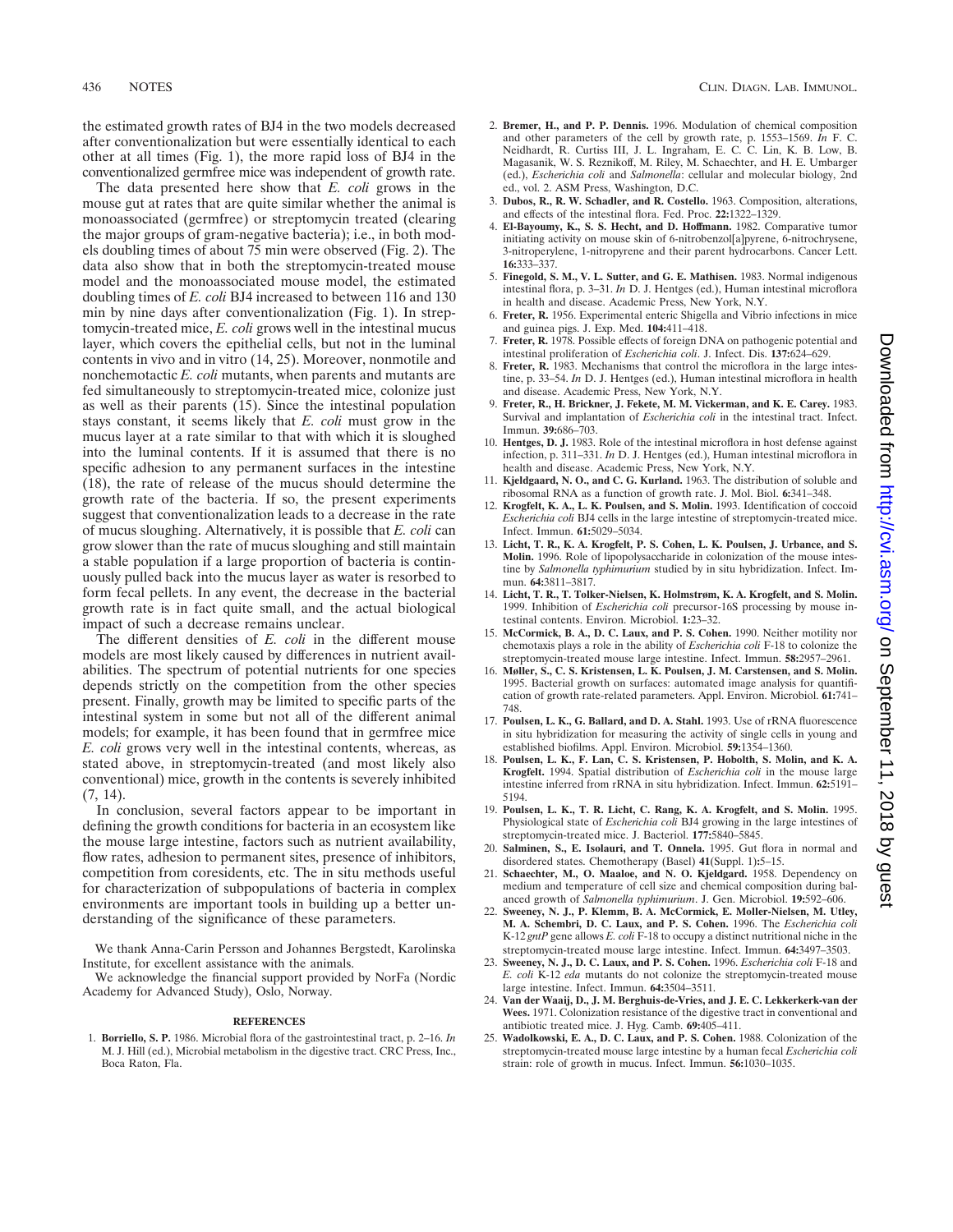the estimated growth rates of BJ4 in the two models decreased after conventionalization but were essentially identical to each other at all times (Fig. 1), the more rapid loss of BJ4 in the conventionalized germfree mice was independent of growth rate.

The data presented here show that *E. coli* grows in the mouse gut at rates that are quite similar whether the animal is monoassociated (germfree) or streptomycin treated (clearing the major groups of gram-negative bacteria); i.e., in both models doubling times of about 75 min were observed (Fig. 2). The data also show that in both the streptomycin-treated mouse model and the monoassociated mouse model, the estimated doubling times of *E. coli* BJ4 increased to between 116 and 130 min by nine days after conventionalization (Fig. 1). In streptomycin-treated mice, *E. coli* grows well in the intestinal mucus layer, which covers the epithelial cells, but not in the luminal contents in vivo and in vitro (14, 25). Moreover, nonmotile and nonchemotactic *E. coli* mutants, when parents and mutants are fed simultaneously to streptomycin-treated mice, colonize just as well as their parents (15). Since the intestinal population stays constant, it seems likely that *E. coli* must grow in the mucus layer at a rate similar to that with which it is sloughed into the luminal contents. If it is assumed that there is no specific adhesion to any permanent surfaces in the intestine (18), the rate of release of the mucus should determine the growth rate of the bacteria. If so, the present experiments suggest that conventionalization leads to a decrease in the rate of mucus sloughing. Alternatively, it is possible that *E. coli* can grow slower than the rate of mucus sloughing and still maintain a stable population if a large proportion of bacteria is continuously pulled back into the mucus layer as water is resorbed to form fecal pellets. In any event, the decrease in the bacterial growth rate is in fact quite small, and the actual biological impact of such a decrease remains unclear.

The different densities of *E. coli* in the different mouse models are most likely caused by differences in nutrient availabilities. The spectrum of potential nutrients for one species depends strictly on the competition from the other species present. Finally, growth may be limited to specific parts of the intestinal system in some but not all of the different animal models; for example, it has been found that in germfree mice *E. coli* grows very well in the intestinal contents, whereas, as stated above, in streptomycin-treated (and most likely also conventional) mice, growth in the contents is severely inhibited (7, 14).

In conclusion, several factors appear to be important in defining the growth conditions for bacteria in an ecosystem like the mouse large intestine, factors such as nutrient availability, flow rates, adhesion to permanent sites, presence of inhibitors, competition from coresidents, etc. The in situ methods useful for characterization of subpopulations of bacteria in complex environments are important tools in building up a better understanding of the significance of these parameters.

We thank Anna-Carin Persson and Johannes Bergstedt, Karolinska Institute, for excellent assistance with the animals.

We acknowledge the financial support provided by NorFa (Nordic Academy for Advanced Study), Oslo, Norway.

## REFERENCES

1. **Borriello, S. P.** 1986. Microbial flora of the gastrointestinal tract, p. 2–16. *In* M. J. Hill (ed.), Microbial metabolism in the digestive tract. CRC Press, Inc., Boca Raton, Fla.
2. **Bremer, H., and P. P. Dennis.** 1996. Modulation of chemical composition and other parameters of the cell by growth rate, p. 1553–1569. *In* F. C. Neidhardt, R. Curtiss III, J. L. Ingraham, E. C. C. Lin, K. B. Low, B. Magasanik, W. S. Reznikoff, M. Riley, M. Schaechter, and H. E. Umbarger (ed.), *Escherichia coli* and *Salmonella*: cellular and molecular biology, 2nd ed., vol. 2. ASM Press, Washington, D.C.
3. **Dubos, R., R. W. Schadler, and R. Costello.** 1963. Composition, alterations, and effects of the intestinal flora. Fed. Proc. **22:**1322–1329.
4. **El-Bayoumy, K., S. S. Hecht, and D. Hoffmann.** 1982. Comparative tumor initiating activity on mouse skin of 6-nitrobenzol[a]pyrene, 6-nitrochrysene, 3-nitroperylene, 1-nitropyrene and their parent hydrocarbons. Cancer Lett. **16:**333–337.
5. **Finegold, S. M., V. L. Sutter, and G. E. Mathisen.** 1983. Normal indigenous intestinal flora, p. 3–31. *In* D. J. Hentges (ed.), Human intestinal microflora in health and disease. Academic Press, New York, N.Y.
6. **Freter, R.** 1956. Experimental enteric Shigella and Vibrio infections in mice and guinea pigs. J. Exp. Med. **104:**411–418.
7. **Freter, R.** 1978. Possible effects of foreign DNA on pathogenic potential and intestinal proliferation of *Escherichia coli*. J. Infect. Dis. **137:**624–629.
8. **Freter, R.** 1983. Mechanisms that control the microflora in the large intestine, p. 33–54. *In* D. J. Hentges (ed.), Human intestinal microflora in health and disease. Academic Press, New York, N.Y.
9. **Freter, R., H. Brickner, J. Fekete, M. M. Vickerman, and K. E. Carey.** 1983. Survival and implantation of *Escherichia coli* in the intestinal tract. Infect. Immun. **39:**686–703.
10. **Hentges, D. J.** 1983. Role of the intestinal microflora in host defense against infection, p. 311–331. *In* D. J. Hentges (ed.), Human intestinal microflora in health and disease. Academic Press, New York, N.Y.
11. **Kjeldgaard, N. O., and C. G. Kurland.** 1963. The distribution of soluble and ribosomal RNA as a function of growth rate. J. Mol. Biol. **6:**341–348.
12. **Krogfelt, K. A., L. K. Poulsen, and S. Molin.** 1993. Identification of coccoid *Escherichia coli* BJ4 cells in the large intestine of streptomycin-treated mice. Infect. Immun. **61:**5029–5034.
13. **Licht, T. R., K. A. Krogfelt, P. S. Cohen, L. K. Poulsen, J. Urbance, and S. Molin.** 1996. Role of lipopolysaccharide in colonization of the mouse intestine by *Salmonella typhimurium* studied by in situ hybridization. Infect. Immun. **64:**3811–3817.
14. **Licht, T. R., T. Tolker-Nielsen, K. Holmstrøm, K. A. Krogfelt, and S. Molin.** 1999. Inhibition of *Escherichia coli* precursor-16S processing by mouse intestinal contents. Environ. Microbiol. **1:**23–32.
15. **McCormick, B. A., D. C. Laux, and P. S. Cohen.** 1990. Neither motility nor chemotaxis plays a role in the ability of *Escherichia coli* F-18 to colonize the streptomycin-treated mouse large intestine. Infect. Immun. **58:**2957–2961.
16. **Møller, S., C. S. Kristensen, L. K. Poulsen, J. M. Carstensen, and S. Molin.** 1995. Bacterial growth on surfaces: automated image analysis for quantification of growth rate-related parameters. Appl. Environ. Microbiol. **61:**741–748.
17. **Poulsen, L. K., G. Ballard, and D. A. Stahl.** 1993. Use of rRNA fluorescence in situ hybridization for measuring the activity of single cells in young and established biofilms. Appl. Environ. Microbiol. **59:**1354–1360.
18. **Poulsen, L. K., F. Lan, C. S. Kristensen, P. Hobolth, S. Molin, and K. A. Krogfelt.** 1994. Spatial distribution of *Escherichia coli* in the mouse large intestine inferred from rRNA in situ hybridization. Infect. Immun. **62:**5191–5194.
19. **Poulsen, L. K., T. R. Licht, C. Rang, K. A. Krogfelt, and S. Molin.** 1995. Physiological state of *Escherichia coli* BJ4 growing in the large intestines of streptomycin-treated mice. J. Bacteriol. **177:**5840–5845.
20. **Salminen, S., E. Isolauri, and T. Onnela.** 1995. Gut flora in normal and disordered states. Chemotherapy (Basel) **41**(Suppl. 1)**:**5–15.
21. **Schaechter, M., O. Maaloe, and N. O. Kjeldgard.** 1958. Dependency on medium and temperature of cell size and chemical composition during balanced growth of *Salmonella typhimurium*. J. Gen. Microbiol. **19:**592–606.
22. **Sweeney, N. J., P. Klemm, B. A. McCormick, E. Moller-Nielsen, M. Utley, M. A. Schembri, D. C. Laux, and P. S. Cohen.** 1996. The *Escherichia coli* K-12 *gntP* gene allows *E. coli* F-18 to occupy a distinct nutritional niche in the streptomycin-treated mouse large intestine. Infect. Immun. **64:**3497–3503.
23. **Sweeney, N. J., D. C. Laux, and P. S. Cohen.** 1996. *Escherichia coli* F-18 and *E. coli* K-12 *eda* mutants do not colonize the streptomycin-treated mouse large intestine. Infect. Immun. **64:**3504–3511.
24. **Van der Waaij, D., J. M. Berghuis-de-Vries, and J. E. C. Lekkerkerk-van der Wees.** 1971. Colonization resistance of the digestive tract in conventional and antibiotic treated mice. J. Hyg. Camb. **69:**405–411.
25. **Wadolkowski, E. A., D. C. Laux, and P. S. Cohen.** 1988. Colonization of the streptomycin-treated mouse large intestine by a human fecal *Escherichia coli* strain: role of growth in mucus. Infect. Immun. **56:**1030–1035.